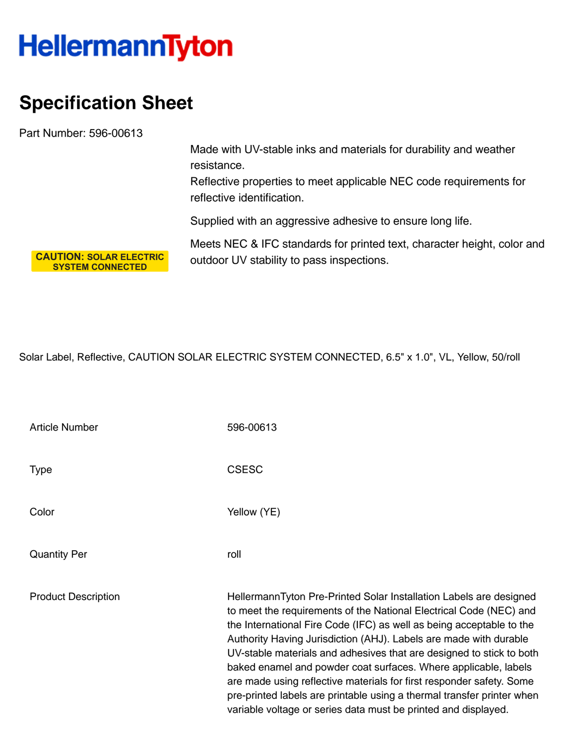HellermannTyton

# Specification Sheet

Part Number: 596-00613

CAUTION: SOLAR ELECTRIC SYSTEM CONNECTED

Made with UV-stable inks and materials for durability and weather resistance.
Reflective properties to meet applicable NEC code requirements for reflective identification.

Supplied with an aggressive adhesive to ensure long life.

Meets NEC & IFC standards for printed text, character height, color and outdoor UV stability to pass inspections.

Solar Label, Reflective, CAUTION SOLAR ELECTRIC SYSTEM CONNECTED, 6.5" x 1.0", VL, Yellow, 50/roll

| | |
|---|---|
| Article Number | 596-00613 |
| Type | CSESC |
| Color | Yellow (YE) |
| Quantity Per | roll |
| Product Description | HellermannTyton Pre-Printed Solar Installation Labels are designed to meet the requirements of the National Electrical Code (NEC) and the International Fire Code (IFC) as well as being acceptable to the Authority Having Jurisdiction (AHJ). Labels are made with durable UV-stable materials and adhesives that are designed to stick to both baked enamel and powder coat surfaces. Where applicable, labels are made using reflective materials for first responder safety. Some pre-printed labels are printable using a thermal transfer printer when variable voltage or series data must be printed and displayed. |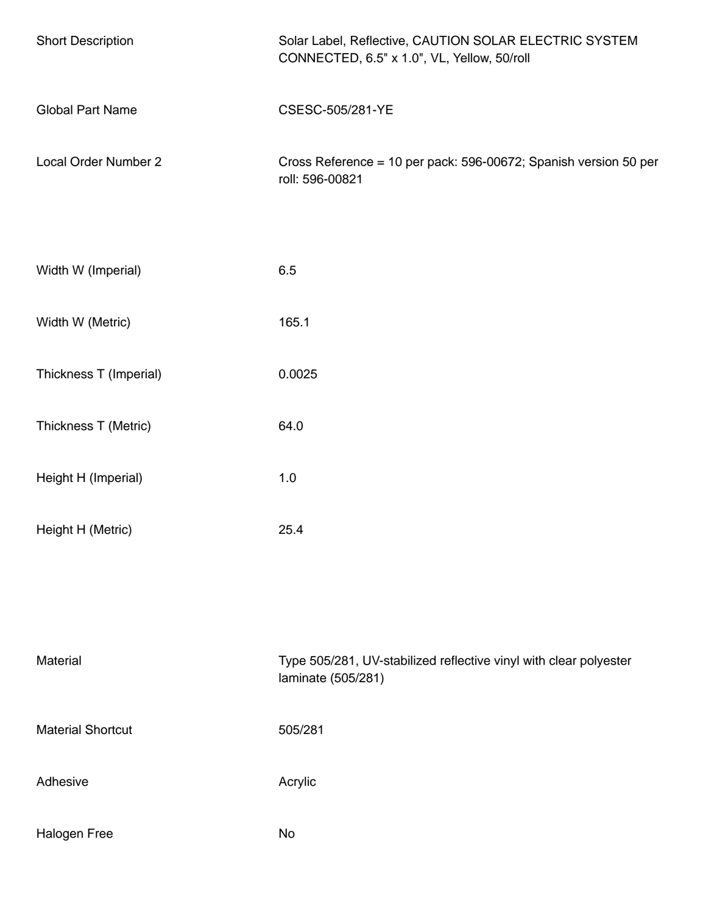| | |
|---|---|
| Short Description | Solar Label, Reflective, CAUTION SOLAR ELECTRIC SYSTEM CONNECTED, 6.5" x 1.0", VL, Yellow, 50/roll |
| Global Part Name | CSESC-505/281-YE |
| Local Order Number 2 | Cross Reference = 10 per pack: 596-00672; Spanish version 50 per roll: 596-00821 |
| Width W (Imperial) | 6.5 |
| Width W (Metric) | 165.1 |
| Thickness T (Imperial) | 0.0025 |
| Thickness T (Metric) | 64.0 |
| Height H (Imperial) | 1.0 |
| Height H (Metric) | 25.4 |
| Material | Type 505/281, UV-stabilized reflective vinyl with clear polyester laminate (505/281) |
| Material Shortcut | 505/281 |
| Adhesive | Acrylic |
| Halogen Free | No |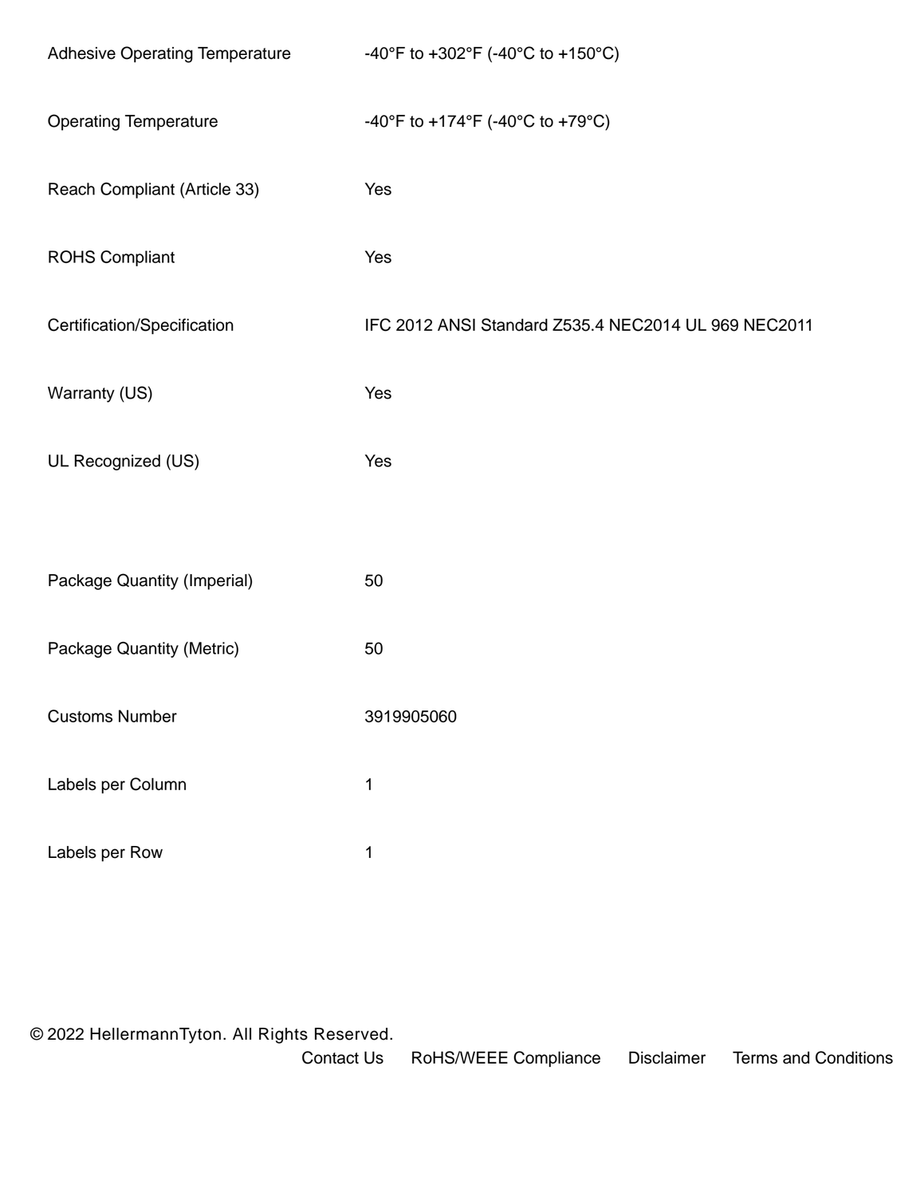| | |
|---|---|
| Adhesive Operating Temperature | -40°F to +302°F (-40°C to +150°C) |
| Operating Temperature | -40°F to +174°F (-40°C to +79°C) |
| Reach Compliant (Article 33) | Yes |
| ROHS Compliant | Yes |
| Certification/Specification | IFC 2012 ANSI Standard Z535.4 NEC2014 UL 969 NEC2011 |
| Warranty (US) | Yes |
| UL Recognized (US) | Yes |

| | |
|---|---|
| Package Quantity (Imperial) | 50 |
| Package Quantity (Metric) | 50 |
| Customs Number | 3919905060 |
| Labels per Column | 1 |
| Labels per Row | 1 |

© 2022 HellermannTyton. All Rights Reserved.

Contact Us RoHS/WEEE Compliance Disclaimer Terms and Conditions